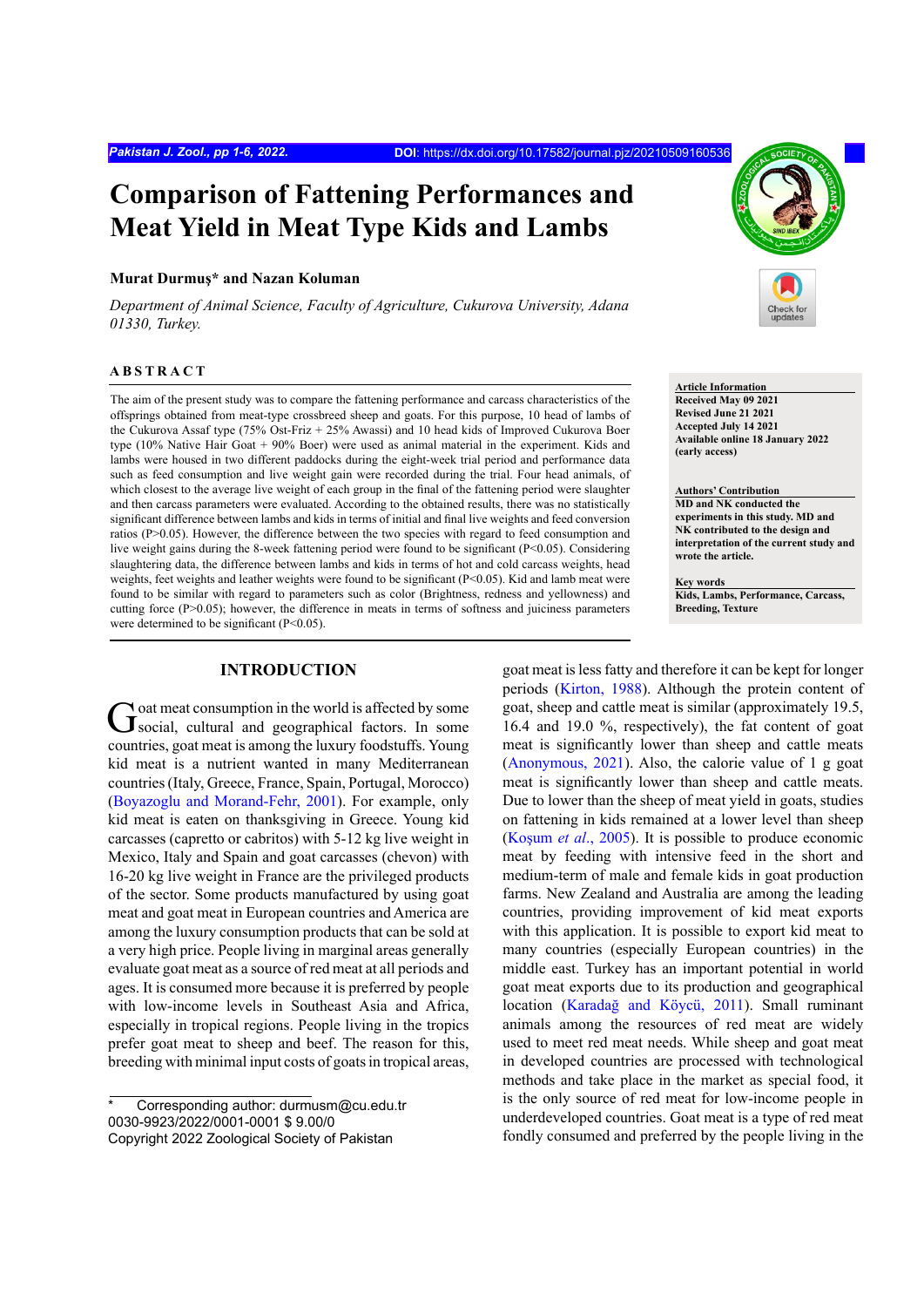# Comparison of Fattening Performances and Meat Yield in Meat Type Kids and Lambs

**Murat Durmuş* and Nazan Koluman**

*Department of Animal Science, Faculty of Agriculture, Cukurova University, Adana 01330, Turkey.*

## ABSTRACT

The aim of the present study was to compare the fattening performance and carcass characteristics of the offsprings obtained from meat-type crossbreed sheep and goats. For this purpose, 10 head of lambs of the Cukurova Assaf type (75% Ost-Friz + 25% Awassi) and 10 head kids of Improved Cukurova Boer type (10% Native Hair Goat + 90% Boer) were used as animal material in the experiment. Kids and lambs were housed in two different paddocks during the eight-week trial period and performance data such as feed consumption and live weight gain were recorded during the trial. Four head animals, of which closest to the average live weight of each group in the final of the fattening period were slaughter and then carcass parameters were evaluated. According to the obtained results, there was no statistically significant difference between lambs and kids in terms of initial and final live weights and feed conversion ratios ($P>0.05$). However, the difference between the two species with regard to feed consumption and live weight gains during the 8-week fattening period were found to be significant ($P<0.05$). Considering slaughtering data, the difference between lambs and kids in terms of hot and cold carcass weights, head weights, feet weights and leather weights were found to be significant ($P<0.05$). Kid and lamb meat were found to be similar with regard to parameters such as color (Brightness, redness and yellowness) and cutting force ($P>0.05$); however, the difference in meats in terms of softness and juiciness parameters were determined to be significant ($P<0.05$).

**Article Information**
**Received May 09 2021**
**Revised June 21 2021**
**Accepted July 14 2021**
**Available online 18 January 2022 (early access)**

**Authors' Contribution**
**MD and NK conducted the experiments in this study. MD and NK contributed to the design and interpretation of the current study and wrote the article.**

**Key words**
**Kids, Lambs, Performance, Carcass, Breeding, Texture**

## INTRODUCTION

Goat meat consumption in the world is affected by some social, cultural and geographical factors. In some countries, goat meat is among the luxury foodstuffs. Young kid meat is a nutrient wanted in many Mediterranean countries (Italy, Greece, France, Spain, Portugal, Morocco) (Boyazoglu and Morand-Fehr, 2001). For example, only kid meat is eaten on thanksgiving in Greece. Young kid carcasses (capretto or cabritos) with 5-12 kg live weight in Mexico, Italy and Spain and goat carcasses (chevon) with 16-20 kg live weight in France are the privileged products of the sector. Some products manufactured by using goat meat and goat meat in European countries and America are among the luxury consumption products that can be sold at a very high price. People living in marginal areas generally evaluate goat meat as a source of red meat at all periods and ages. It is consumed more because it is preferred by people with low-income levels in Southeast Asia and Africa, especially in tropical regions. People living in the tropics prefer goat meat to sheep and beef. The reason for this, breeding with minimal input costs of goats in tropical areas, goat meat is less fatty and therefore it can be kept for longer periods (Kirton, 1988). Although the protein content of goat, sheep and cattle meat is similar (approximately 19.5, 16.4 and 19.0 %, respectively), the fat content of goat meat is significantly lower than sheep and cattle meats (Anonymous, 2021). Also, the calorie value of 1 g goat meat is significantly lower than sheep and cattle meats. Due to lower than the sheep of meat yield in goats, studies on fattening in kids remained at a lower level than sheep (Koşum *et al*., 2005). It is possible to produce economic meat by feeding with intensive feed in the short and medium-term of male and female kids in goat production farms. New Zealand and Australia are among the leading countries, providing improvement of kid meat exports with this application. It is possible to export kid meat to many countries (especially European countries) in the middle east. Turkey has an important potential in world goat meat exports due to its production and geographical location (Karadağ and Köyců, 2011). Small ruminant animals among the resources of red meat are widely used to meet red meat needs. While sheep and goat meat in developed countries are processed with technological methods and take place in the market as special food, it is the only source of red meat for low-income people in underdeveloped countries. Goat meat is a type of red meat fondly consumed and preferred by the people living in the

* Corresponding author: durmusm@cu.edu.tr
0030-9923/2022/0001-0001 $ 9.00/0
Copyright 2022 Zoological Society of Pakistan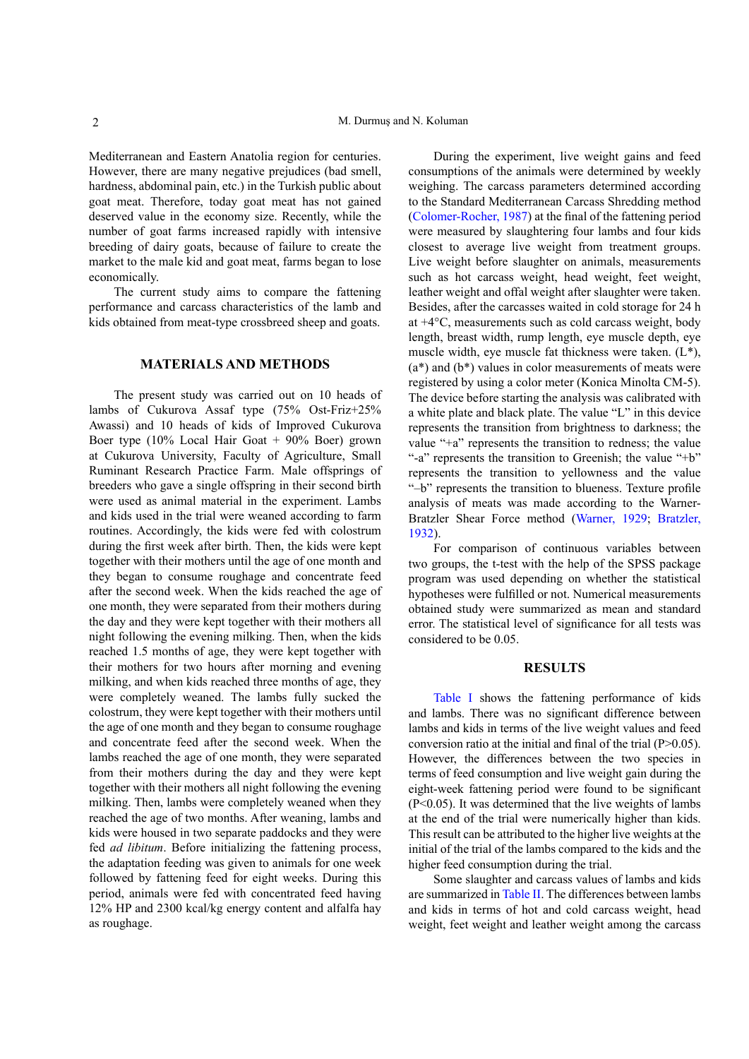Mediterranean and Eastern Anatolia region for centuries. However, there are many negative prejudices (bad smell, hardness, abdominal pain, etc.) in the Turkish public about goat meat. Therefore, today goat meat has not gained deserved value in the economy size. Recently, while the number of goat farms increased rapidly with intensive breeding of dairy goats, because of failure to create the market to the male kid and goat meat, farms began to lose economically.

The current study aims to compare the fattening performance and carcass characteristics of the lamb and kids obtained from meat-type crossbreed sheep and goats.

## MATERIALS AND METHODS

The present study was carried out on 10 heads of lambs of Cukurova Assaf type (75% Ost-Friz+25% Awassi) and 10 heads of kids of Improved Cukurova Boer type (10% Local Hair Goat + 90% Boer) grown at Cukurova University, Faculty of Agriculture, Small Ruminant Research Practice Farm. Male offsprings of breeders who gave a single offspring in their second birth were used as animal material in the experiment. Lambs and kids used in the trial were weaned according to farm routines. Accordingly, the kids were fed with colostrum during the first week after birth. Then, the kids were kept together with their mothers until the age of one month and they began to consume roughage and concentrate feed after the second week. When the kids reached the age of one month, they were separated from their mothers during the day and they were kept together with their mothers all night following the evening milking. Then, when the kids reached 1.5 months of age, they were kept together with their mothers for two hours after morning and evening milking, and when kids reached three months of age, they were completely weaned. The lambs fully sucked the colostrum, they were kept together with their mothers until the age of one month and they began to consume roughage and concentrate feed after the second week. When the lambs reached the age of one month, they were separated from their mothers during the day and they were kept together with their mothers all night following the evening milking. Then, lambs were completely weaned when they reached the age of two months. After weaning, lambs and kids were housed in two separate paddocks and they were fed *ad libitum*. Before initializing the fattening process, the adaptation feeding was given to animals for one week followed by fattening feed for eight weeks. During this period, animals were fed with concentrated feed having 12% HP and 2300 kcal/kg energy content and alfalfa hay as roughage.

During the experiment, live weight gains and feed consumptions of the animals were determined by weekly weighing. The carcass parameters determined according to the Standard Mediterranean Carcass Shredding method (Colomer-Rocher, 1987) at the final of the fattening period were measured by slaughtering four lambs and four kids closest to average live weight from treatment groups. Live weight before slaughter on animals, measurements such as hot carcass weight, head weight, feet weight, leather weight and offal weight after slaughter were taken. Besides, after the carcasses waited in cold storage for 24 h at +4°C, measurements such as cold carcass weight, body length, breast width, rump length, eye muscle depth, eye muscle width, eye muscle fat thickness were taken. (L*), (a*) and (b*) values in color measurements of meats were registered by using a color meter (Konica Minolta CM-5). The device before starting the analysis was calibrated with a white plate and black plate. The value "L" in this device represents the transition from brightness to darkness; the value "+a" represents the transition to redness; the value "-a" represents the transition to Greenish; the value "+b" represents the transition to yellowness and the value "–b" represents the transition to blueness. Texture profile analysis of meats was made according to the Warner-Bratzler Shear Force method (Warner, 1929; Bratzler, 1932).

For comparison of continuous variables between two groups, the t-test with the help of the SPSS package program was used depending on whether the statistical hypotheses were fulfilled or not. Numerical measurements obtained study were summarized as mean and standard error. The statistical level of significance for all tests was considered to be 0.05.

## RESULTS

Table I shows the fattening performance of kids and lambs. There was no significant difference between lambs and kids in terms of the live weight values and feed conversion ratio at the initial and final of the trial ($P>0.05$). However, the differences between the two species in terms of feed consumption and live weight gain during the eight-week fattening period were found to be significant ($P<0.05$). It was determined that the live weights of lambs at the end of the trial were numerically higher than kids. This result can be attributed to the higher live weights at the initial of the trial of the lambs compared to the kids and the higher feed consumption during the trial.

Some slaughter and carcass values of lambs and kids are summarized in Table II. The differences between lambs and kids in terms of hot and cold carcass weight, head weight, feet weight and leather weight among the carcass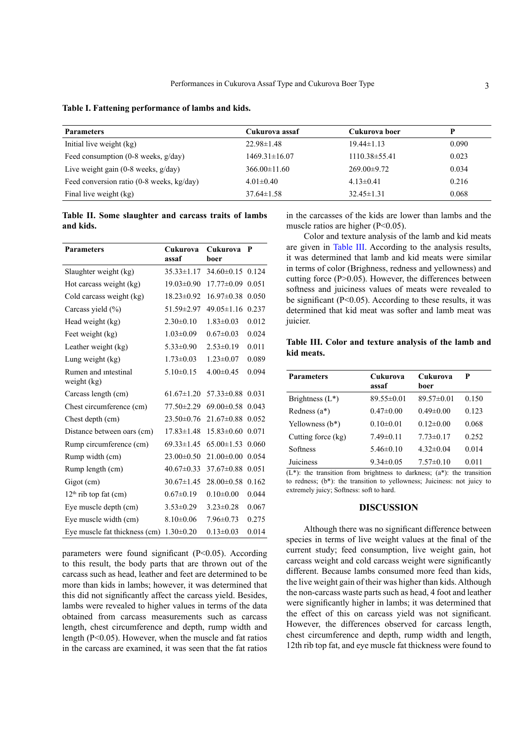**Table I. Fattening performance of lambs and kids.**

| Parameters | Cukurova assaf | Cukurova boer | P |
|---|---|---|---|
| Initial live weight (kg) | 22.98±1.48 | 19.44±1.13 | 0.090 |
| Feed consumption (0-8 weeks, g/day) | 1469.31±16.07 | 1110.38±55.41 | 0.023 |
| Live weight gain (0-8 weeks, g/day) | 366.00±11.60 | 269.00±9.72 | 0.034 |
| Feed conversion ratio (0-8 weeks, kg/day) | 4.01±0.40 | 4.13±0.41 | 0.216 |
| Final live weight (kg) | 37.64±1.58 | 32.45±1.31 | 0.068 |

**Table II. Some slaughter and carcass traits of lambs and kids.**

| Parameters | Cukurova assaf | Cukurova boer | P |
|---|---|---|---|
| Slaughter weight (kg) | 35.33±1.17 | 34.60±0.15 | 0.124 |
| Hot carcass weight (kg) | 19.03±0.90 | 17.77±0.09 | 0.051 |
| Cold carcass weight (kg) | 18.23±0.92 | 16.97±0.38 | 0.050 |
| Carcass yield (%) | 51.59±2.97 | 49.05±1.16 | 0.237 |
| Head weight (kg) | 2.30±0.10 | 1.83±0.03 | 0.012 |
| Feet weight (kg) | 1.03±0.09 | 0.67±0.03 | 0.024 |
| Leather weight (kg) | 5.33±0.90 | 2.53±0.19 | 0.011 |
| Lung weight (kg) | 1.73±0.03 | 1.23±0.07 | 0.089 |
| Rumen and ıntestinal weight (kg) | 5.10±0.15 | 4.00±0.45 | 0.094 |
| Carcass length (cm) | 61.67±1.20 | 57.33±0.88 | 0.031 |
| Chest circumference (cm) | 77.50±2.29 | 69.00±0.58 | 0.043 |
| Chest depth (cm) | 23.50±0.76 | 21.67±0.88 | 0.052 |
| Distance between oars (cm) | 17.83±1.48 | 15.83±0.60 | 0.071 |
| Rump circumference (cm) | 69.33±1.45 | 65.00±1.53 | 0.060 |
| Rump width (cm) | 23.00±0.50 | 21.00±0.00 | 0.054 |
| Rump length (cm) | 40.67±0.33 | 37.67±0.88 | 0.051 |
| Gigot (cm) | 30.67±1.45 | 28.00±0.58 | 0.162 |
| 12th rib top fat (cm) | 0.67±0.19 | 0.10±0.00 | 0.044 |
| Eye muscle depth (cm) | 3.53±0.29 | 3.23±0.28 | 0.067 |
| Eye muscle width (cm) | 8.10±0.06 | 7.96±0.73 | 0.275 |
| Eye muscle fat thickness (cm) | 1.30±0.20 | 0.13±0.03 | 0.014 |

parameters were found significant ($P<0.05$). According to this result, the body parts that are thrown out of the carcass such as head, leather and feet are determined to be more than kids in lambs; however, it was determined that this did not significantly affect the carcass yield. Besides, lambs were revealed to higher values in terms of the data obtained from carcass measurements such as carcass length, chest circumference and depth, rump width and length ($P<0.05$). However, when the muscle and fat ratios in the carcass are examined, it was seen that the fat ratios in the carcasses of the kids are lower than lambs and the muscle ratios are higher ($P<0.05$).

Color and texture analysis of the lamb and kid meats are given in Table III. According to the analysis results, it was determined that lamb and kid meats were similar in terms of color (Brighness, redness and yellowness) and cutting force ($P>0.05$). However, the differences between softness and juiciness values of meats were revealed to be significant ($P<0.05$). According to these results, it was determined that kid meat was softer and lamb meat was juicier.

**Table III. Color and texture analysis of the lamb and kid meats.**

| Parameters | Cukurova assaf | Cukurova boer | P |
|---|---|---|---|
| Brightness (L*) | 89.55±0.01 | 89.57±0.01 | 0.150 |
| Redness (a*) | 0.47±0.00 | 0.49±0.00 | 0.123 |
| Yellowness (b*) | 0.10±0.01 | 0.12±0.00 | 0.068 |
| Cutting force (kg) | 7.49±0.11 | 7.73±0.17 | 0.252 |
| Softness | 5.46±0.10 | 4.32±0.04 | 0.014 |
| Juiciness | 9.34±0.05 | 7.57±0.10 | 0.011 |

(L*): the transition from brightness to darkness; (a*): the transition to redness; (b*): the transition to yellowness; Juiciness: not juicy to extremely juicy; Softness: soft to hard.

## DISCUSSION

Although there was no significant difference between species in terms of live weight values at the final of the current study; feed consumption, live weight gain, hot carcass weight and cold carcass weight were significantly different. Because lambs consumed more feed than kids, the live weight gain of their was higher than kids. Although the non-carcass waste parts such as head, 4 foot and leather were significantly higher in lambs; it was determined that the effect of this on carcass yield was not significant. However, the differences observed for carcass length, chest circumference and depth, rump width and length, 12th rib top fat, and eye muscle fat thickness were found to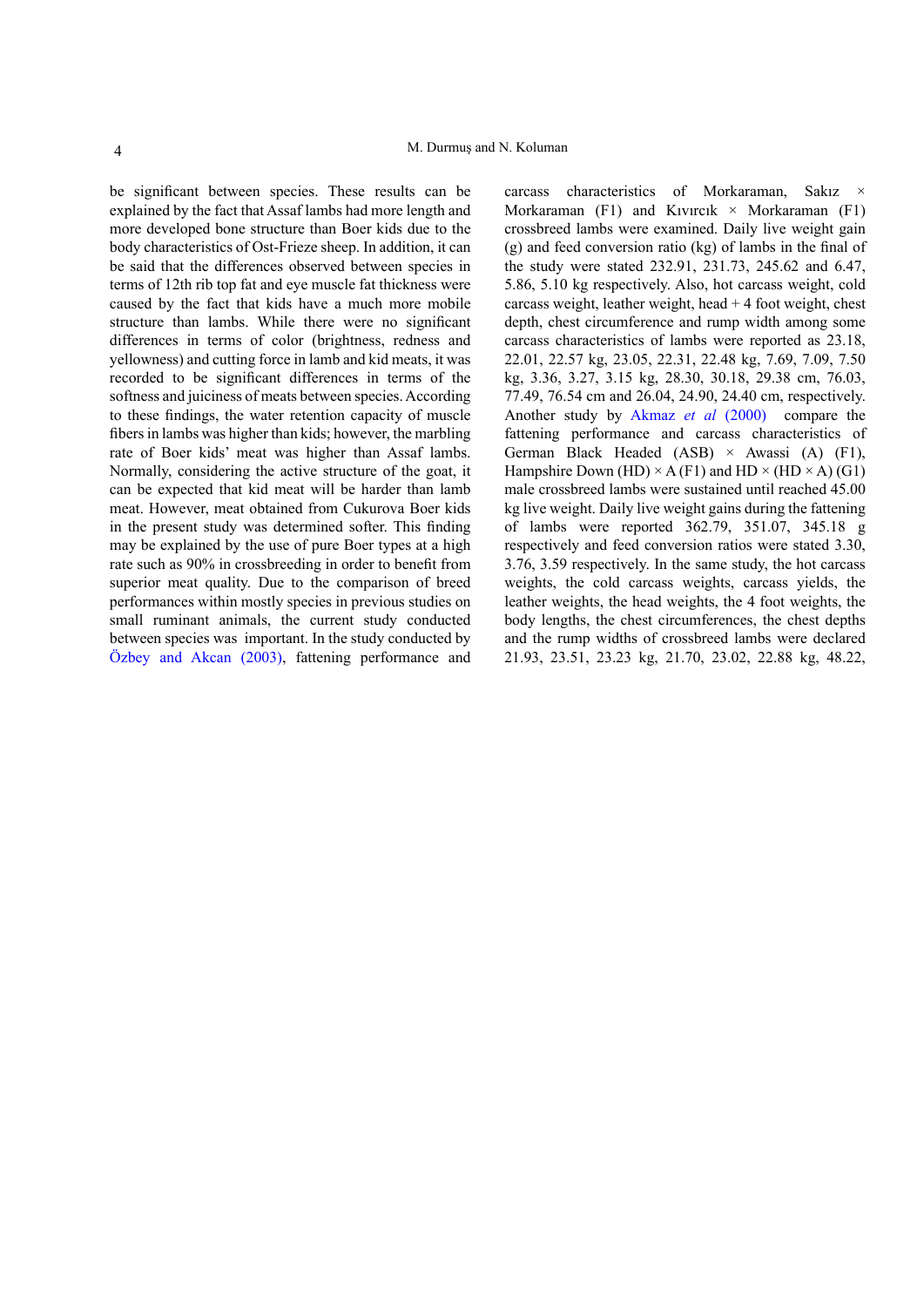be significant between species. These results can be explained by the fact that Assaf lambs had more length and more developed bone structure than Boer kids due to the body characteristics of Ost-Frieze sheep. In addition, it can be said that the differences observed between species in terms of 12th rib top fat and eye muscle fat thickness were caused by the fact that kids have a much more mobile structure than lambs. While there were no significant differences in terms of color (brightness, redness and yellowness) and cutting force in lamb and kid meats, it was recorded to be significant differences in terms of the softness and juiciness of meats between species. According to these findings, the water retention capacity of muscle fibers in lambs was higher than kids; however, the marbling rate of Boer kids' meat was higher than Assaf lambs. Normally, considering the active structure of the goat, it can be expected that kid meat will be harder than lamb meat. However, meat obtained from Cukurova Boer kids in the present study was determined softer. This finding may be explained by the use of pure Boer types at a high rate such as 90% in crossbreeding in order to benefit from superior meat quality. Due to the comparison of breed performances within mostly species in previous studies on small ruminant animals, the current study conducted between species was important. In the study conducted by Özbey and Akcan (2003), fattening performance and carcass characteristics of Morkaraman, Sakız × Morkaraman (F1) and Kıvırcık × Morkaraman (F1) crossbreed lambs were examined. Daily live weight gain (g) and feed conversion ratio (kg) of lambs in the final of the study were stated 232.91, 231.73, 245.62 and 6.47, 5.86, 5.10 kg respectively. Also, hot carcass weight, cold carcass weight, leather weight, head + 4 foot weight, chest depth, chest circumference and rump width among some carcass characteristics of lambs were reported as 23.18, 22.01, 22.57 kg, 23.05, 22.31, 22.48 kg, 7.69, 7.09, 7.50 kg, 3.36, 3.27, 3.15 kg, 28.30, 30.18, 29.38 cm, 76.03, 77.49, 76.54 cm and 26.04, 24.90, 24.40 cm, respectively. Another study by Akmaz *et al* (2000) compare the fattening performance and carcass characteristics of German Black Headed (ASB) × Awassi (A) (F1), Hampshire Down (HD) × A (F1) and HD × (HD × A) (G1) male crossbreed lambs were sustained until reached 45.00 kg live weight. Daily live weight gains during the fattening of lambs were reported 362.79, 351.07, 345.18 g respectively and feed conversion ratios were stated 3.30, 3.76, 3.59 respectively. In the same study, the hot carcass weights, the cold carcass weights, carcass yields, the leather weights, the head weights, the 4 foot weights, the body lengths, the chest circumferences, the chest depths and the rump widths of crossbreed lambs were declared 21.93, 23.51, 23.23 kg, 21.70, 23.02, 22.88 kg, 48.22,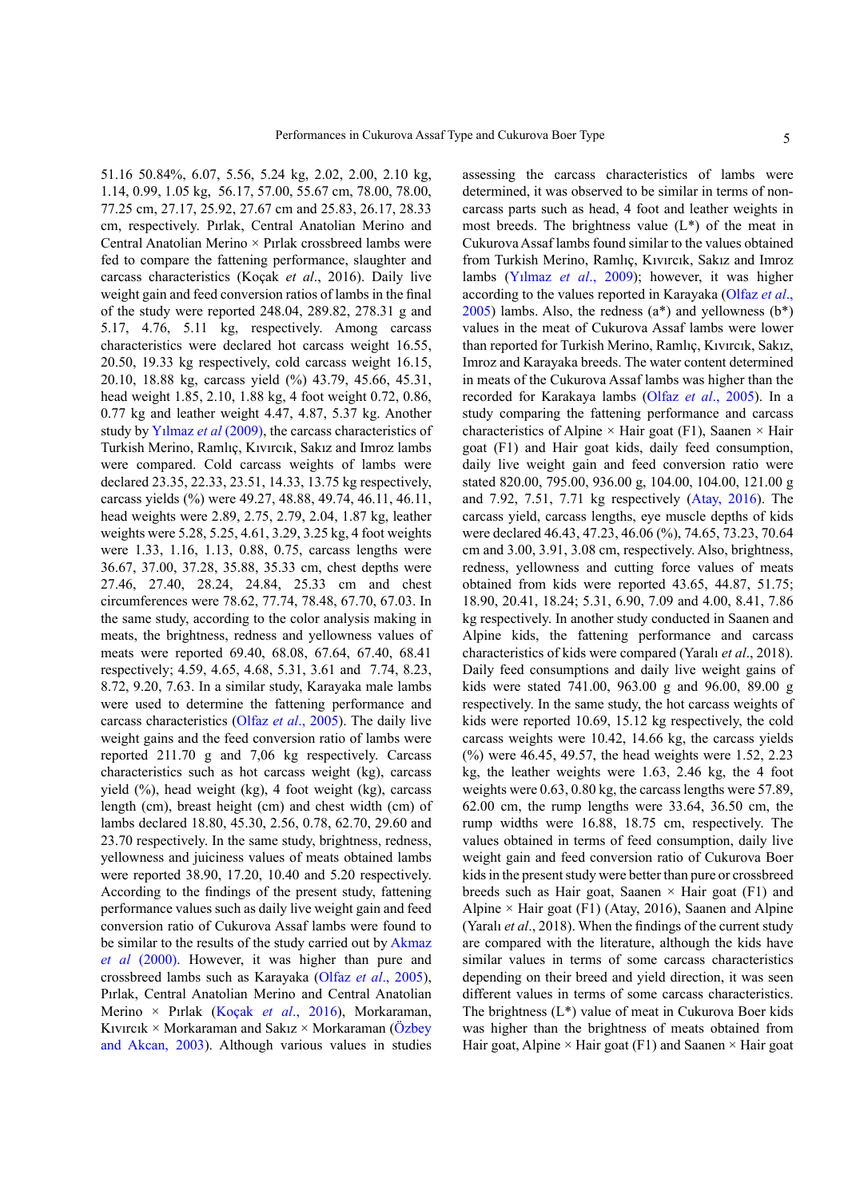51.16 50.84%, 6.07, 5.56, 5.24 kg, 2.02, 2.00, 2.10 kg, 1.14, 0.99, 1.05 kg, 56.17, 57.00, 55.67 cm, 78.00, 78.00, 77.25 cm, 27.17, 25.92, 27.67 cm and 25.83, 26.17, 28.33 cm, respectively. Pırlak, Central Anatolian Merino and Central Anatolian Merino × Pırlak crossbreed lambs were fed to compare the fattening performance, slaughter and carcass characteristics (Koçak *et al*., 2016). Daily live weight gain and feed conversion ratios of lambs in the final of the study were reported 248.04, 289.82, 278.31 g and 5.17, 4.76, 5.11 kg, respectively. Among carcass characteristics were declared hot carcass weight 16.55, 20.50, 19.33 kg respectively, cold carcass weight 16.15, 20.10, 18.88 kg, carcass yield (%) 43.79, 45.66, 45.31, head weight 1.85, 2.10, 1.88 kg, 4 foot weight 0.72, 0.86, 0.77 kg and leather weight 4.47, 4.87, 5.37 kg. Another study by Yılmaz *et al* (2009), the carcass characteristics of Turkish Merino, Ramlıç, Kıvırcık, Sakız and Imroz lambs were compared. Cold carcass weights of lambs were declared 23.35, 22.33, 23.51, 14.33, 13.75 kg respectively, carcass yields (%) were 49.27, 48.88, 49.74, 46.11, 46.11, head weights were 2.89, 2.75, 2.79, 2.04, 1.87 kg, leather weights were 5.28, 5.25, 4.61, 3.29, 3.25 kg, 4 foot weights were 1.33, 1.16, 1.13, 0.88, 0.75, carcass lengths were 36.67, 37.00, 37.28, 35.88, 35.33 cm, chest depths were 27.46, 27.40, 28.24, 24.84, 25.33 cm and chest circumferences were 78.62, 77.74, 78.48, 67.70, 67.03. In the same study, according to the color analysis making in meats, the brightness, redness and yellowness values of meats were reported 69.40, 68.08, 67.64, 67.40, 68.41 respectively; 4.59, 4.65, 4.68, 5.31, 3.61 and 7.74, 8.23, 8.72, 9.20, 7.63. In a similar study, Karayaka male lambs were used to determine the fattening performance and carcass characteristics (Olfaz *et al*., 2005). The daily live weight gains and the feed conversion ratio of lambs were reported 211.70 g and 7,06 kg respectively. Carcass characteristics such as hot carcass weight (kg), carcass yield (%), head weight (kg), 4 foot weight (kg), carcass length (cm), breast height (cm) and chest width (cm) of lambs declared 18.80, 45.30, 2.56, 0.78, 62.70, 29.60 and 23.70 respectively. In the same study, brightness, redness, yellowness and juiciness values of meats obtained lambs were reported 38.90, 17.20, 10.40 and 5.20 respectively. According to the findings of the present study, fattening performance values such as daily live weight gain and feed conversion ratio of Cukurova Assaf lambs were found to be similar to the results of the study carried out by Akmaz *et al* (2000). However, it was higher than pure and crossbreed lambs such as Karayaka (Olfaz *et al*., 2005), Pırlak, Central Anatolian Merino and Central Anatolian Merino × Pırlak (Koçak *et al*., 2016), Morkaraman, Kıvırcık × Morkaraman and Sakız × Morkaraman (Özbey and Akcan, 2003). Although various values in studies assessing the carcass characteristics of lambs were determined, it was observed to be similar in terms of non-carcass parts such as head, 4 foot and leather weights in most breeds. The brightness value (L*) of the meat in Cukurova Assaf lambs found similar to the values obtained from Turkish Merino, Ramlıç, Kıvırcık, Sakız and Imroz lambs (Yılmaz *et al*., 2009); however, it was higher according to the values reported in Karayaka (Olfaz *et al*., 2005) lambs. Also, the redness (a*) and yellowness (b*) values in the meat of Cukurova Assaf lambs were lower than reported for Turkish Merino, Ramlıç, Kıvırcık, Sakız, Imroz and Karayaka breeds. The water content determined in meats of the Cukurova Assaf lambs was higher than the recorded for Karakaya lambs (Olfaz *et al*., 2005). In a study comparing the fattening performance and carcass characteristics of Alpine × Hair goat (F1), Saanen × Hair goat (F1) and Hair goat kids, daily feed consumption, daily live weight gain and feed conversion ratio were stated 820.00, 795.00, 936.00 g, 104.00, 104.00, 121.00 g and 7.92, 7.51, 7.71 kg respectively (Atay, 2016). The carcass yield, carcass lengths, eye muscle depths of kids were declared 46.43, 47.23, 46.06 (%), 74.65, 73.23, 70.64 cm and 3.00, 3.91, 3.08 cm, respectively. Also, brightness, redness, yellowness and cutting force values of meats obtained from kids were reported 43.65, 44.87, 51.75; 18.90, 20.41, 18.24; 5.31, 6.90, 7.09 and 4.00, 8.41, 7.86 kg respectively. In another study conducted in Saanen and Alpine kids, the fattening performance and carcass characteristics of kids were compared (Yaralı *et al*., 2018). Daily feed consumptions and daily live weight gains of kids were stated 741.00, 963.00 g and 96.00, 89.00 g respectively. In the same study, the hot carcass weights of kids were reported 10.69, 15.12 kg respectively, the cold carcass weights were 10.42, 14.66 kg, the carcass yields (%) were 46.45, 49.57, the head weights were 1.52, 2.23 kg, the leather weights were 1.63, 2.46 kg, the 4 foot weights were 0.63, 0.80 kg, the carcass lengths were 57.89, 62.00 cm, the rump lengths were 33.64, 36.50 cm, the rump widths were 16.88, 18.75 cm, respectively. The values obtained in terms of feed consumption, daily live weight gain and feed conversion ratio of Cukurova Boer kids in the present study were better than pure or crossbreed breeds such as Hair goat, Saanen × Hair goat (F1) and Alpine × Hair goat (F1) (Atay, 2016), Saanen and Alpine (Yaralı *et al*., 2018). When the findings of the current study are compared with the literature, although the kids have similar values in terms of some carcass characteristics depending on their breed and yield direction, it was seen different values in terms of some carcass characteristics. The brightness (L*) value of meat in Cukurova Boer kids was higher than the brightness of meats obtained from Hair goat, Alpine × Hair goat (F1) and Saanen × Hair goat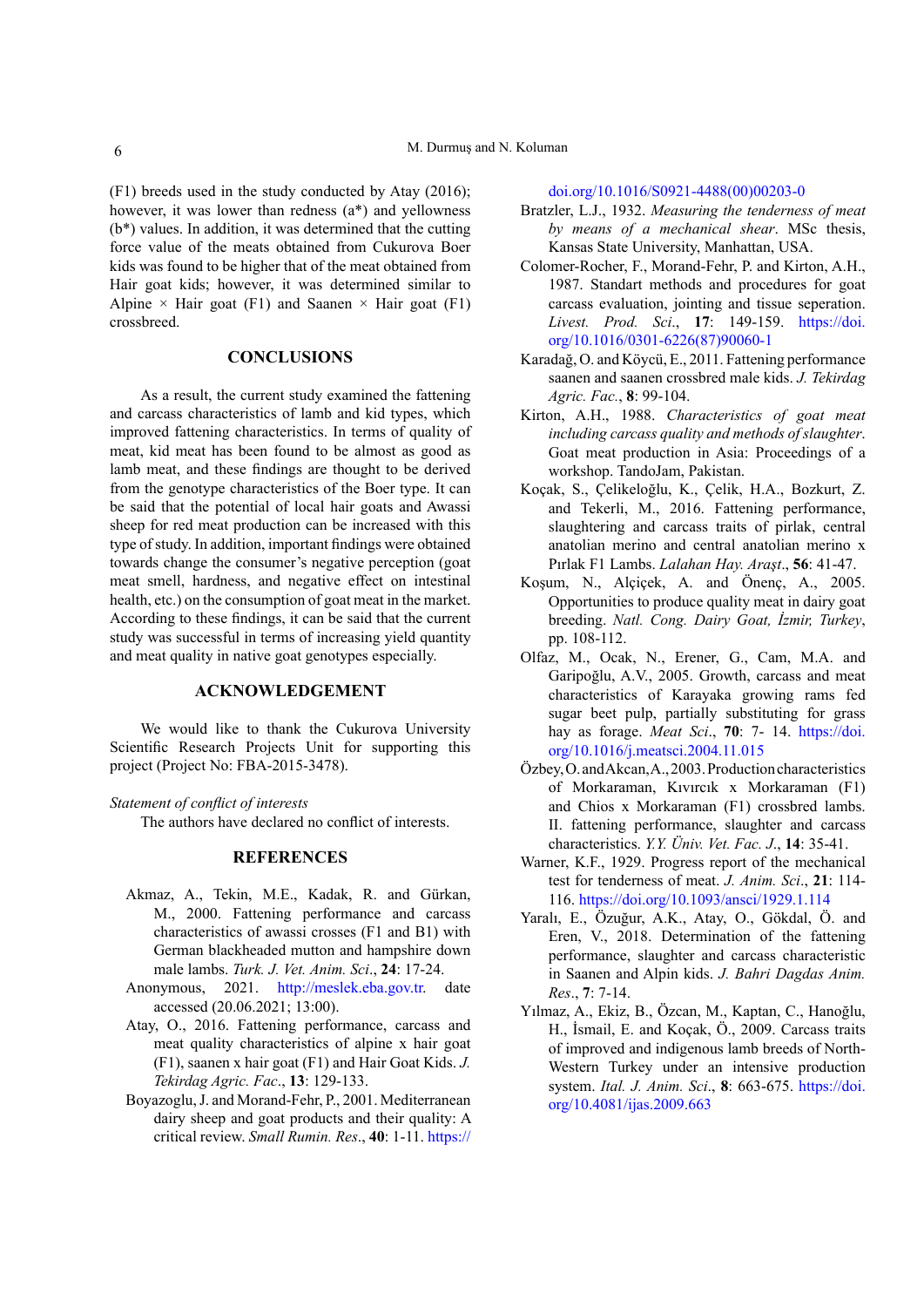(F1) breeds used in the study conducted by Atay (2016); however, it was lower than redness (a*) and yellowness (b*) values. In addition, it was determined that the cutting force value of the meats obtained from Cukurova Boer kids was found to be higher that of the meat obtained from Hair goat kids; however, it was determined similar to Alpine × Hair goat (F1) and Saanen × Hair goat (F1) crossbreed.

## CONCLUSIONS

As a result, the current study examined the fattening and carcass characteristics of lamb and kid types, which improved fattening characteristics. In terms of quality of meat, kid meat has been found to be almost as good as lamb meat, and these findings are thought to be derived from the genotype characteristics of the Boer type. It can be said that the potential of local hair goats and Awassi sheep for red meat production can be increased with this type of study. In addition, important findings were obtained towards change the consumer's negative perception (goat meat smell, hardness, and negative effect on intestinal health, etc.) on the consumption of goat meat in the market. According to these findings, it can be said that the current study was successful in terms of increasing yield quantity and meat quality in native goat genotypes especially.

## ACKNOWLEDGEMENT

We would like to thank the Cukurova University Scientific Research Projects Unit for supporting this project (Project No: FBA-2015-3478).

*Statement of conflict of interests*

The authors have declared no conflict of interests.

## REFERENCES

Akmaz, A., Tekin, M.E., Kadak, R. and Gürkan, M., 2000. Fattening performance and carcass characteristics of awassi crosses (F1 and B1) with German blackheaded mutton and hampshire down male lambs. *Turk. J. Vet. Anim. Sci*., **24**: 17-24.

Anonymous, 2021. http://meslek.eba.gov.tr. date accessed (20.06.2021; 13:00).

Atay, O., 2016. Fattening performance, carcass and meat quality characteristics of alpine x hair goat (F1), saanen x hair goat (F1) and Hair Goat Kids. *J. Tekirdag Agric. Fac*., **13**: 129-133.

Boyazoglu, J. and Morand-Fehr, P., 2001. Mediterranean dairy sheep and goat products and their quality: A critical review. *Small Rumin. Res*., **40**: 1-11. https://doi.org/10.1016/S0921-4488(00)00203-0

Bratzler, L.J., 1932. *Measuring the tenderness of meat by means of a mechanical shear*. MSc thesis, Kansas State University, Manhattan, USA.

Colomer-Rocher, F., Morand-Fehr, P. and Kirton, A.H., 1987. Standart methods and procedures for goat carcass evaluation, jointing and tissue seperation. *Livest. Prod. Sci*., **17**: 149-159. https://doi.org/10.1016/0301-6226(87)90060-1

Karadağ, O. and Köycü, E., 2011. Fattening performance saanen and saanen crossbred male kids. *J. Tekirdag Agric. Fac*., **8**: 99-104.

Kirton, A.H., 1988. *Characteristics of goat meat including carcass quality and methods of slaughter*. Goat meat production in Asia: Proceedings of a workshop. TandoJam, Pakistan.

Koçak, S., Çelikeloğlu, K., Çelik, H.A., Bozkurt, Z. and Tekerli, M., 2016. Fattening performance, slaughtering and carcass traits of pirlak, central anatolian merino and central anatolian merino x Pırlak F1 Lambs. *Lalahan Hay. Araşt*., **56**: 41-47.

Koşum, N., Alçiçek, A. and Önenç, A., 2005. Opportunities to produce quality meat in dairy goat breeding. *Natl. Cong. Dairy Goat, İzmir, Turkey*, pp. 108-112.

Olfaz, M., Ocak, N., Erener, G., Cam, M.A. and Garipoğlu, A.V., 2005. Growth, carcass and meat characteristics of Karayaka growing rams fed sugar beet pulp, partially substituting for grass hay as forage. *Meat Sci*., **70**: 7- 14. https://doi.org/10.1016/j.meatsci.2004.11.015

Özbey, O. and Akcan, A., 2003. Production characteristics of Morkaraman, Kıvırcık x Morkaraman (F1) and Chios x Morkaraman (F1) crossbred lambs. II. fattening performance, slaughter and carcass characteristics. *Y.Y. Üniv. Vet. Fac. J*., **14**: 35-41.

Warner, K.F., 1929. Progress report of the mechanical test for tenderness of meat. *J. Anim. Sci*., **21**: 114-116. https://doi.org/10.1093/ansci/1929.1.114

Yaralı, E., Özuğur, A.K., Atay, O., Gökdal, Ö. and Eren, V., 2018. Determination of the fattening performance, slaughter and carcass characteristic in Saanen and Alpin kids. *J. Bahri Dagdas Anim. Res*., **7**: 7-14.

Yılmaz, A., Ekiz, B., Özcan, M., Kaptan, C., Hanoğlu, H., İsmail, E. and Koçak, Ö., 2009. Carcass traits of improved and indigenous lamb breeds of North-Western Turkey under an intensive production system. *Ital. J. Anim. Sci*., **8**: 663-675. https://doi.org/10.4081/ijas.2009.663